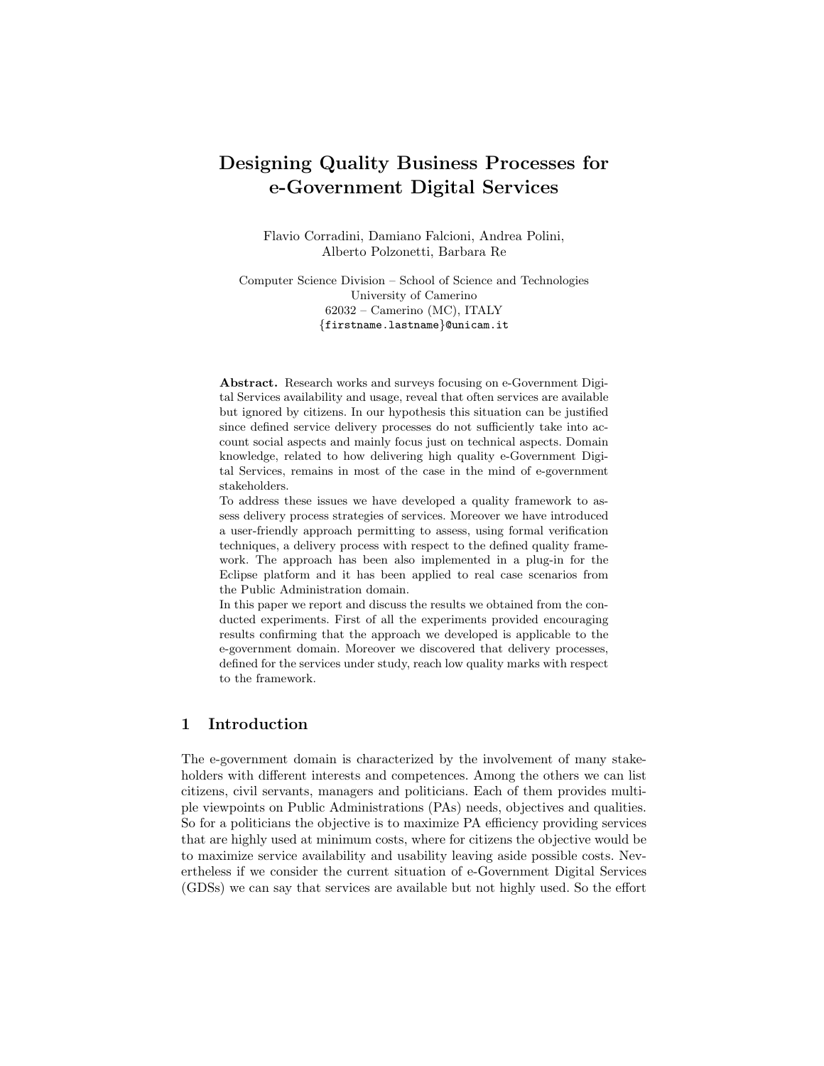# Designing Quality Business Processes for e-Government Digital Services

Flavio Corradini, Damiano Falcioni, Andrea Polini, Alberto Polzonetti, Barbara Re

Computer Science Division – School of Science and Technologies
University of Camerino
62032 – Camerino (MC), ITALY
{firstname.lastname}@unicam.it

**Abstract.** Research works and surveys focusing on e-Government Digital Services availability and usage, reveal that often services are available but ignored by citizens. In our hypothesis this situation can be justified since defined service delivery processes do not sufficiently take into account social aspects and mainly focus just on technical aspects. Domain knowledge, related to how delivering high quality e-Government Digital Services, remains in most of the case in the mind of e-government stakeholders.
To address these issues we have developed a quality framework to assess delivery process strategies of services. Moreover we have introduced a user-friendly approach permitting to assess, using formal verification techniques, a delivery process with respect to the defined quality framework. The approach has been also implemented in a plug-in for the Eclipse platform and it has been applied to real case scenarios from the Public Administration domain.
In this paper we report and discuss the results we obtained from the conducted experiments. First of all the experiments provided encouraging results confirming that the approach we developed is applicable to the e-government domain. Moreover we discovered that delivery processes, defined for the services under study, reach low quality marks with respect to the framework.

## 1 Introduction

The e-government domain is characterized by the involvement of many stakeholders with different interests and competences. Among the others we can list citizens, civil servants, managers and politicians. Each of them provides multiple viewpoints on Public Administrations (PAs) needs, objectives and qualities. So for a politicians the objective is to maximize PA efficiency providing services that are highly used at minimum costs, where for citizens the objective would be to maximize service availability and usability leaving aside possible costs. Nevertheless if we consider the current situation of e-Government Digital Services (GDSs) we can say that services are available but not highly used. So the effort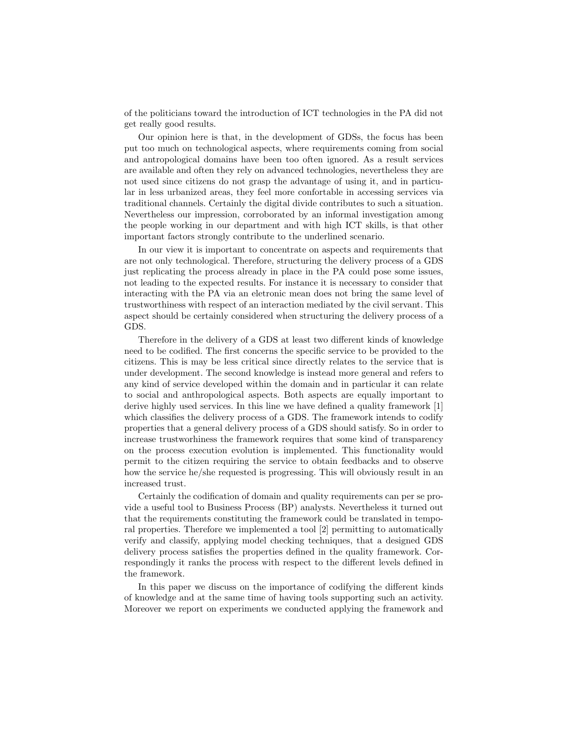of the politicians toward the introduction of ICT technologies in the PA did not get really good results.

Our opinion here is that, in the development of GDSs, the focus has been put too much on technological aspects, where requirements coming from social and antropological domains have been too often ignored. As a result services are available and often they rely on advanced technologies, nevertheless they are not used since citizens do not grasp the advantage of using it, and in particular in less urbanized areas, they feel more confortable in accessing services via traditional channels. Certainly the digital divide contributes to such a situation. Nevertheless our impression, corroborated by an informal investigation among the people working in our department and with high ICT skills, is that other important factors strongly contribute to the underlined scenario.

In our view it is important to concentrate on aspects and requirements that are not only technological. Therefore, structuring the delivery process of a GDS just replicating the process already in place in the PA could pose some issues, not leading to the expected results. For instance it is necessary to consider that interacting with the PA via an eletronic mean does not bring the same level of trustworthiness with respect of an interaction mediated by the civil servant. This aspect should be certainly considered when structuring the delivery process of a GDS.

Therefore in the delivery of a GDS at least two different kinds of knowledge need to be codified. The first concerns the specific service to be provided to the citizens. This is may be less critical since directly relates to the service that is under development. The second knowledge is instead more general and refers to any kind of service developed within the domain and in particular it can relate to social and anthropological aspects. Both aspects are equally important to derive highly used services. In this line we have defined a quality framework [1] which classifies the delivery process of a GDS. The framework intends to codify properties that a general delivery process of a GDS should satisfy. So in order to increase trustworhiness the framework requires that some kind of transparency on the process execution evolution is implemented. This functionality would permit to the citizen requiring the service to obtain feedbacks and to observe how the service he/she requested is progressing. This will obviously result in an increased trust.

Certainly the codification of domain and quality requirements can per se provide a useful tool to Business Process (BP) analysts. Nevertheless it turned out that the requirements constituting the framework could be translated in temporal properties. Therefore we implemented a tool [2] permitting to automatically verify and classify, applying model checking techniques, that a designed GDS delivery process satisfies the properties defined in the quality framework. Correspondingly it ranks the process with respect to the different levels defined in the framework.

In this paper we discuss on the importance of codifying the different kinds of knowledge and at the same time of having tools supporting such an activity. Moreover we report on experiments we conducted applying the framework and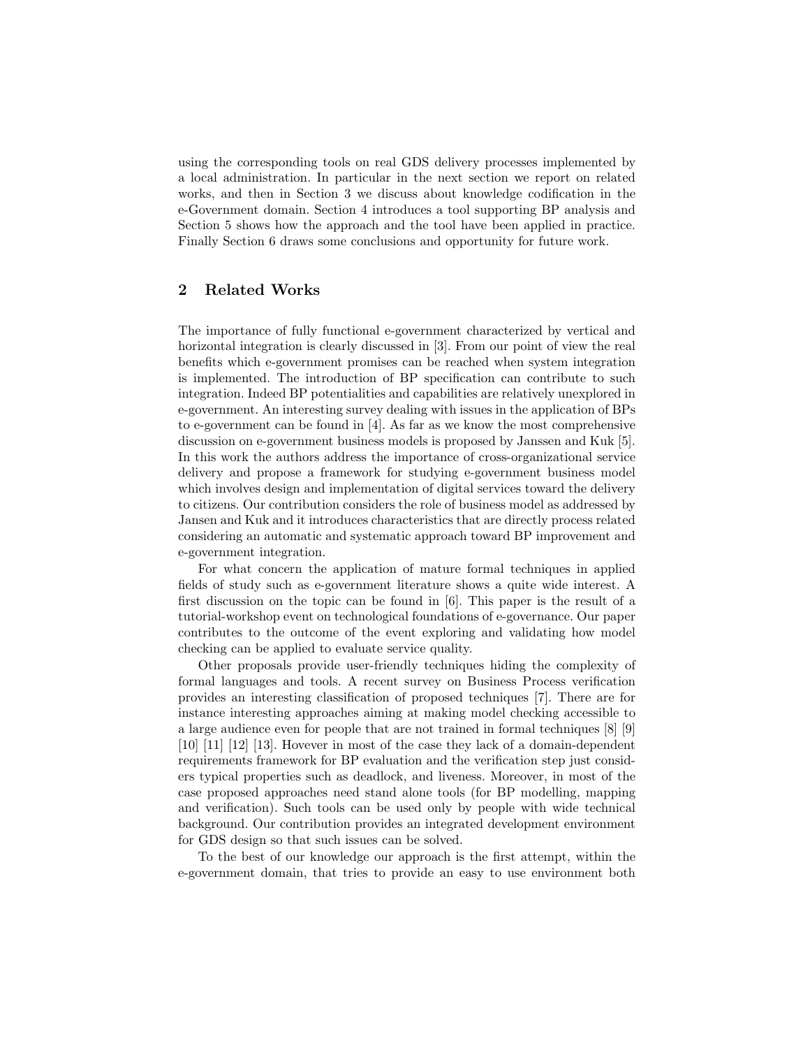using the corresponding tools on real GDS delivery processes implemented by a local administration. In particular in the next section we report on related works, and then in Section 3 we discuss about knowledge codification in the e-Government domain. Section 4 introduces a tool supporting BP analysis and Section 5 shows how the approach and the tool have been applied in practice. Finally Section 6 draws some conclusions and opportunity for future work.

## 2 Related Works

The importance of fully functional e-government characterized by vertical and horizontal integration is clearly discussed in [3]. From our point of view the real benefits which e-government promises can be reached when system integration is implemented. The introduction of BP specification can contribute to such integration. Indeed BP potentialities and capabilities are relatively unexplored in e-government. An interesting survey dealing with issues in the application of BPs to e-government can be found in [4]. As far as we know the most comprehensive discussion on e-government business models is proposed by Janssen and Kuk [5]. In this work the authors address the importance of cross-organizational service delivery and propose a framework for studying e-government business model which involves design and implementation of digital services toward the delivery to citizens. Our contribution considers the role of business model as addressed by Jansen and Kuk and it introduces characteristics that are directly process related considering an automatic and systematic approach toward BP improvement and e-government integration.

For what concern the application of mature formal techniques in applied fields of study such as e-government literature shows a quite wide interest. A first discussion on the topic can be found in [6]. This paper is the result of a tutorial-workshop event on technological foundations of e-governance. Our paper contributes to the outcome of the event exploring and validating how model checking can be applied to evaluate service quality.

Other proposals provide user-friendly techniques hiding the complexity of formal languages and tools. A recent survey on Business Process verification provides an interesting classification of proposed techniques [7]. There are for instance interesting approaches aiming at making model checking accessible to a large audience even for people that are not trained in formal techniques [8] [9] [10] [11] [12] [13]. Hovever in most of the case they lack of a domain-dependent requirements framework for BP evaluation and the verification step just considers typical properties such as deadlock, and liveness. Moreover, in most of the case proposed approaches need stand alone tools (for BP modelling, mapping and verification). Such tools can be used only by people with wide technical background. Our contribution provides an integrated development environment for GDS design so that such issues can be solved.

To the best of our knowledge our approach is the first attempt, within the e-government domain, that tries to provide an easy to use environment both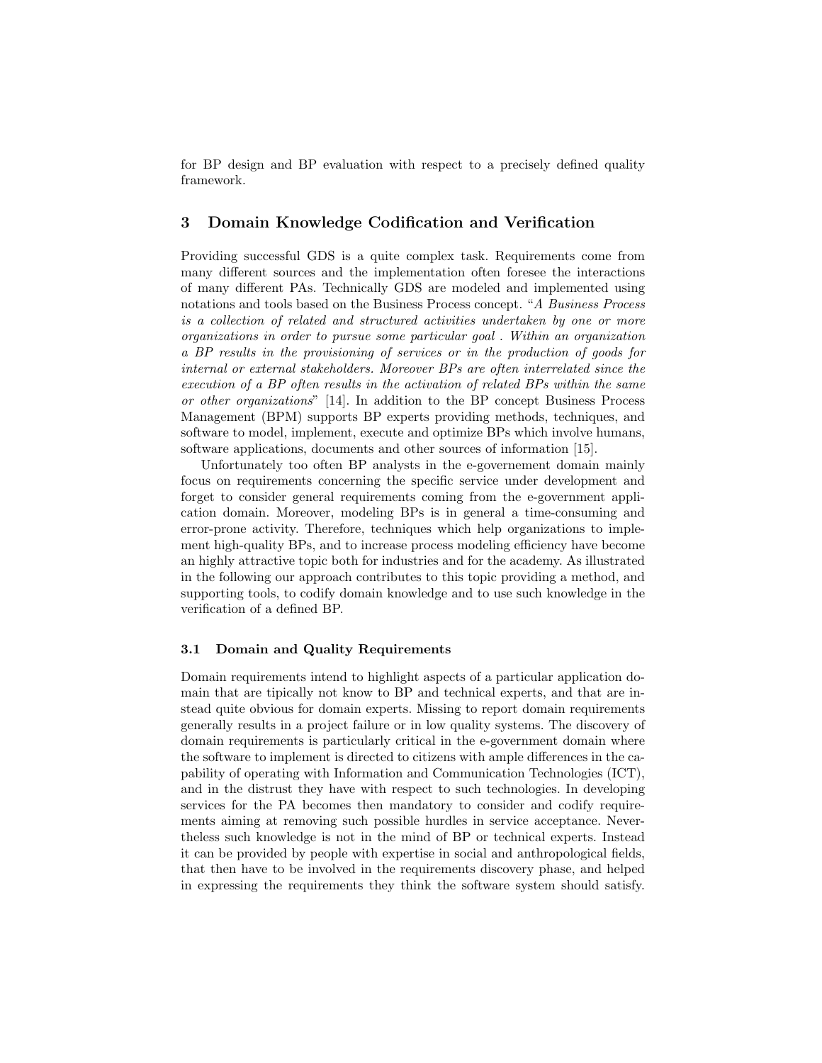for BP design and BP evaluation with respect to a precisely defined quality framework.

## 3 Domain Knowledge Codification and Verification

Providing successful GDS is a quite complex task. Requirements come from many different sources and the implementation often foresee the interactions of many different PAs. Technically GDS are modeled and implemented using notations and tools based on the Business Process concept. "*A Business Process is a collection of related and structured activities undertaken by one or more organizations in order to pursue some particular goal . Within an organization a BP results in the provisioning of services or in the production of goods for internal or external stakeholders. Moreover BPs are often interrelated since the execution of a BP often results in the activation of related BPs within the same or other organizations*" [14]. In addition to the BP concept Business Process Management (BPM) supports BP experts providing methods, techniques, and software to model, implement, execute and optimize BPs which involve humans, software applications, documents and other sources of information [15].

Unfortunately too often BP analysts in the e-governement domain mainly focus on requirements concerning the specific service under development and forget to consider general requirements coming from the e-government application domain. Moreover, modeling BPs is in general a time-consuming and error-prone activity. Therefore, techniques which help organizations to implement high-quality BPs, and to increase process modeling efficiency have become an highly attractive topic both for industries and for the academy. As illustrated in the following our approach contributes to this topic providing a method, and supporting tools, to codify domain knowledge and to use such knowledge in the verification of a defined BP.

### 3.1 Domain and Quality Requirements

Domain requirements intend to highlight aspects of a particular application domain that are tipically not know to BP and technical experts, and that are instead quite obvious for domain experts. Missing to report domain requirements generally results in a project failure or in low quality systems. The discovery of domain requirements is particularly critical in the e-government domain where the software to implement is directed to citizens with ample differences in the capability of operating with Information and Communication Technologies (ICT), and in the distrust they have with respect to such technologies. In developing services for the PA becomes then mandatory to consider and codify requirements aiming at removing such possible hurdles in service acceptance. Nevertheless such knowledge is not in the mind of BP or technical experts. Instead it can be provided by people with expertise in social and anthropological fields, that then have to be involved in the requirements discovery phase, and helped in expressing the requirements they think the software system should satisfy.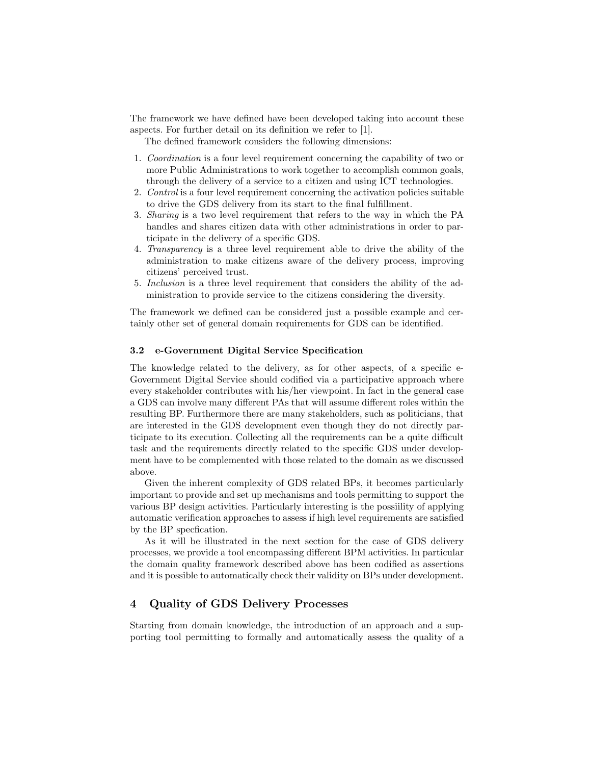The framework we have defined have been developed taking into account these aspects. For further detail on its definition we refer to [1].

The defined framework considers the following dimensions:

1. *Coordination* is a four level requirement concerning the capability of two or more Public Administrations to work together to accomplish common goals, through the delivery of a service to a citizen and using ICT technologies.
2. *Control* is a four level requirement concerning the activation policies suitable to drive the GDS delivery from its start to the final fulfillment.
3. *Sharing* is a two level requirement that refers to the way in which the PA handles and shares citizen data with other administrations in order to participate in the delivery of a specific GDS.
4. *Transparency* is a three level requirement able to drive the ability of the administration to make citizens aware of the delivery process, improving citizens' perceived trust.
5. *Inclusion* is a three level requirement that considers the ability of the administration to provide service to the citizens considering the diversity.

The framework we defined can be considered just a possible example and certainly other set of general domain requirements for GDS can be identified.

### 3.2 e-Government Digital Service Specification

The knowledge related to the delivery, as for other aspects, of a specific e-Government Digital Service should codified via a participative approach where every stakeholder contributes with his/her viewpoint. In fact in the general case a GDS can involve many different PAs that will assume different roles within the resulting BP. Furthermore there are many stakeholders, such as politicians, that are interested in the GDS development even though they do not directly participate to its execution. Collecting all the requirements can be a quite difficult task and the requirements directly related to the specific GDS under development have to be complemented with those related to the domain as we discussed above.

Given the inherent complexity of GDS related BPs, it becomes particularly important to provide and set up mechanisms and tools permitting to support the various BP design activities. Particularly interesting is the possiility of applying automatic verification approaches to assess if high level requirements are satisfied by the BP specfication.

As it will be illustrated in the next section for the case of GDS delivery processes, we provide a tool encompassing different BPM activities. In particular the domain quality framework described above has been codified as assertions and it is possible to automatically check their validity on BPs under development.

## 4 Quality of GDS Delivery Processes

Starting from domain knowledge, the introduction of an approach and a supporting tool permitting to formally and automatically assess the quality of a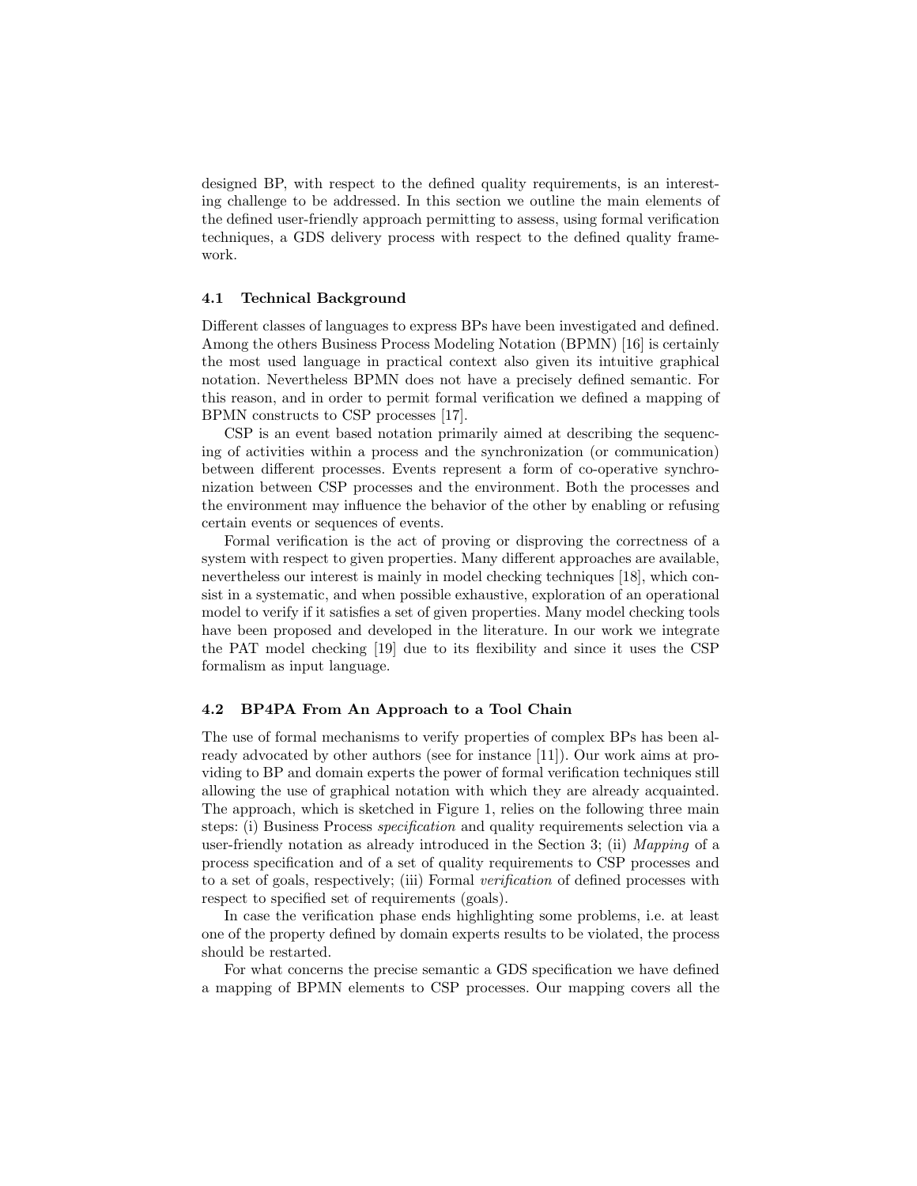designed BP, with respect to the defined quality requirements, is an interesting challenge to be addressed. In this section we outline the main elements of the defined user-friendly approach permitting to assess, using formal verification techniques, a GDS delivery process with respect to the defined quality framework.

### 4.1 Technical Background

Different classes of languages to express BPs have been investigated and defined. Among the others Business Process Modeling Notation (BPMN) [16] is certainly the most used language in practical context also given its intuitive graphical notation. Nevertheless BPMN does not have a precisely defined semantic. For this reason, and in order to permit formal verification we defined a mapping of BPMN constructs to CSP processes [17].

CSP is an event based notation primarily aimed at describing the sequencing of activities within a process and the synchronization (or communication) between different processes. Events represent a form of co-operative synchronization between CSP processes and the environment. Both the processes and the environment may influence the behavior of the other by enabling or refusing certain events or sequences of events.

Formal verification is the act of proving or disproving the correctness of a system with respect to given properties. Many different approaches are available, nevertheless our interest is mainly in model checking techniques [18], which consist in a systematic, and when possible exhaustive, exploration of an operational model to verify if it satisfies a set of given properties. Many model checking tools have been proposed and developed in the literature. In our work we integrate the PAT model checking [19] due to its flexibility and since it uses the CSP formalism as input language.

### 4.2 BP4PA From An Approach to a Tool Chain

The use of formal mechanisms to verify properties of complex BPs has been already advocated by other authors (see for instance [11]). Our work aims at providing to BP and domain experts the power of formal verification techniques still allowing the use of graphical notation with which they are already acquainted. The approach, which is sketched in Figure 1, relies on the following three main steps: (i) Business Process *specification* and quality requirements selection via a user-friendly notation as already introduced in the Section 3; (ii) *Mapping* of a process specification and of a set of quality requirements to CSP processes and to a set of goals, respectively; (iii) Formal *verification* of defined processes with respect to specified set of requirements (goals).

In case the verification phase ends highlighting some problems, i.e. at least one of the property defined by domain experts results to be violated, the process should be restarted.

For what concerns the precise semantic a GDS specification we have defined a mapping of BPMN elements to CSP processes. Our mapping covers all the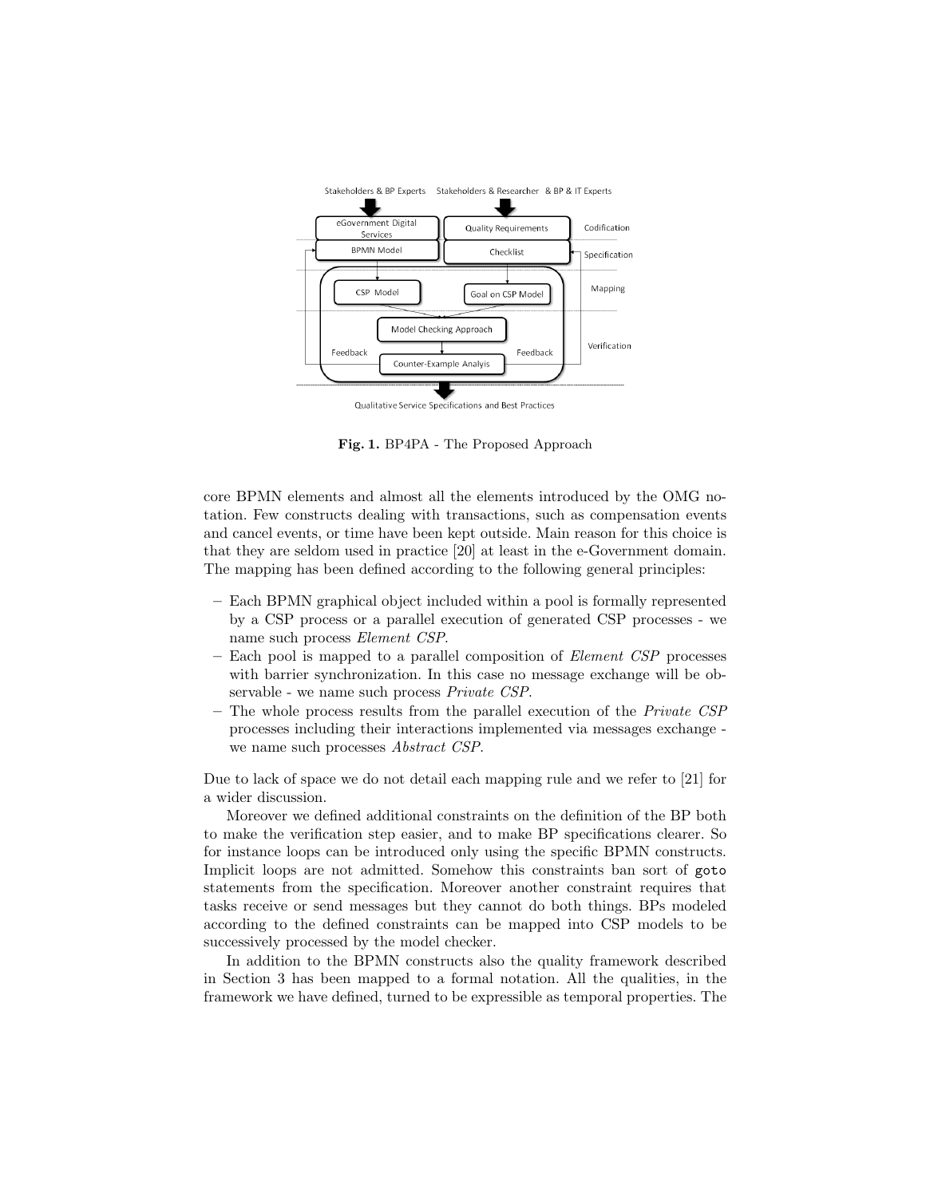Stakeholders & BP Experts

Stakeholders & Researcher & BP & IT Experts

eGovernment Digital Services

Quality Requirements

Codification

BPMN Model

Checklist

Specification

CSP Model

Goal on CSP Model

Mapping

Model Checking Approach

Feedback

Feedback

Verification

Counter-Example Analyis

Qualitative Service Specifications and Best Practices

**Fig. 1.** BP4PA - The Proposed Approach

core BPMN elements and almost all the elements introduced by the OMG notation. Few constructs dealing with transactions, such as compensation events and cancel events, or time have been kept outside. Main reason for this choice is that they are seldom used in practice [20] at least in the e-Government domain. The mapping has been defined according to the following general principles:

- Each BPMN graphical object included within a pool is formally represented by a CSP process or a parallel execution of generated CSP processes - we name such process *Element CSP*.
- Each pool is mapped to a parallel composition of *Element CSP* processes with barrier synchronization. In this case no message exchange will be observable - we name such process *Private CSP*.
- The whole process results from the parallel execution of the *Private CSP* processes including their interactions implemented via messages exchange - we name such processes *Abstract CSP*.

Due to lack of space we do not detail each mapping rule and we refer to [21] for a wider discussion.

Moreover we defined additional constraints on the definition of the BP both to make the verification step easier, and to make BP specifications clearer. So for instance loops can be introduced only using the specific BPMN constructs. Implicit loops are not admitted. Somehow this constraints ban sort of `goto` statements from the specification. Moreover another constraint requires that tasks receive or send messages but they cannot do both things. BPs modeled according to the defined constraints can be mapped into CSP models to be successively processed by the model checker.

In addition to the BPMN constructs also the quality framework described in Section 3 has been mapped to a formal notation. All the qualities, in the framework we have defined, turned to be expressible as temporal properties. The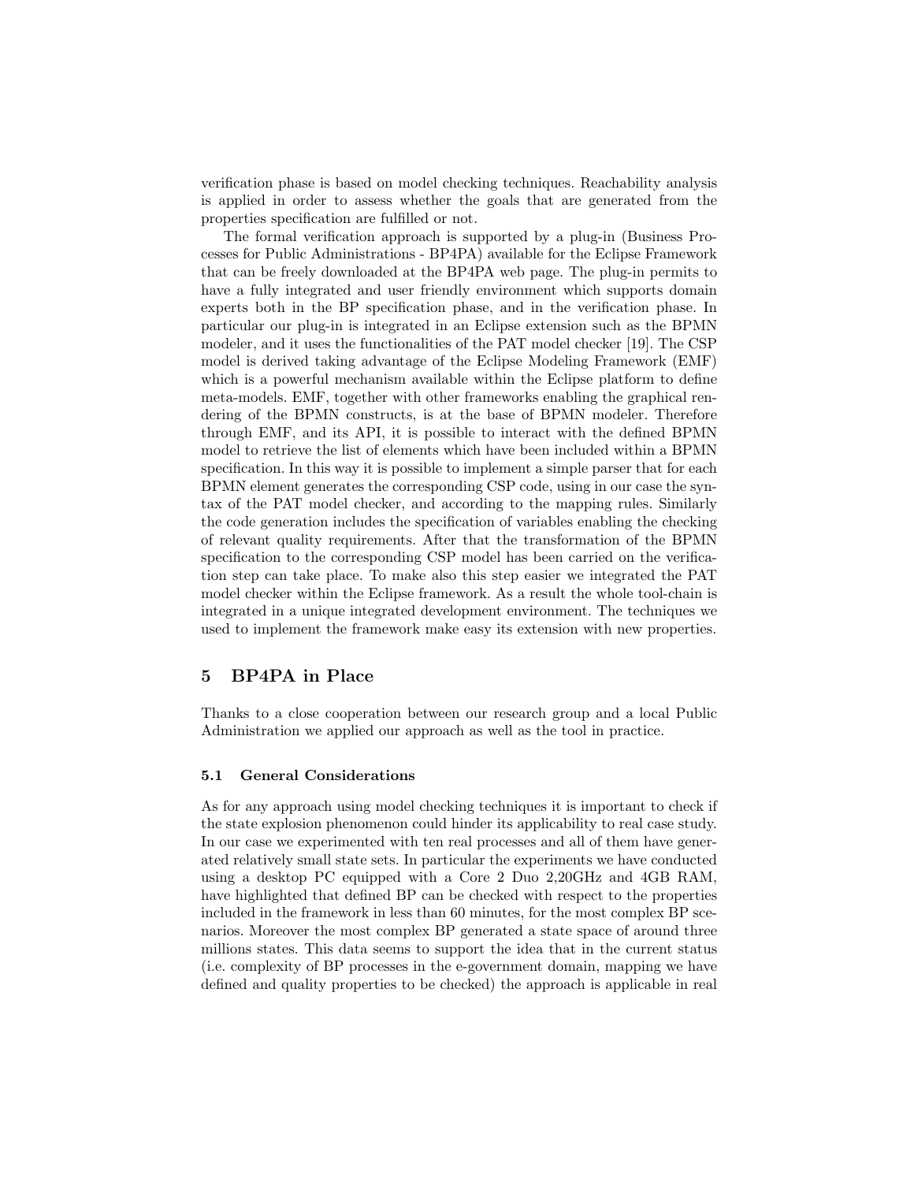verification phase is based on model checking techniques. Reachability analysis is applied in order to assess whether the goals that are generated from the properties specification are fulfilled or not.

The formal verification approach is supported by a plug-in (Business Processes for Public Administrations - BP4PA) available for the Eclipse Framework that can be freely downloaded at the BP4PA web page. The plug-in permits to have a fully integrated and user friendly environment which supports domain experts both in the BP specification phase, and in the verification phase. In particular our plug-in is integrated in an Eclipse extension such as the BPMN modeler, and it uses the functionalities of the PAT model checker [19]. The CSP model is derived taking advantage of the Eclipse Modeling Framework (EMF) which is a powerful mechanism available within the Eclipse platform to define meta-models. EMF, together with other frameworks enabling the graphical rendering of the BPMN constructs, is at the base of BPMN modeler. Therefore through EMF, and its API, it is possible to interact with the defined BPMN model to retrieve the list of elements which have been included within a BPMN specification. In this way it is possible to implement a simple parser that for each BPMN element generates the corresponding CSP code, using in our case the syntax of the PAT model checker, and according to the mapping rules. Similarly the code generation includes the specification of variables enabling the checking of relevant quality requirements. After that the transformation of the BPMN specification to the corresponding CSP model has been carried on the verification step can take place. To make also this step easier we integrated the PAT model checker within the Eclipse framework. As a result the whole tool-chain is integrated in a unique integrated development environment. The techniques we used to implement the framework make easy its extension with new properties.

## 5 BP4PA in Place

Thanks to a close cooperation between our research group and a local Public Administration we applied our approach as well as the tool in practice.

### 5.1 General Considerations

As for any approach using model checking techniques it is important to check if the state explosion phenomenon could hinder its applicability to real case study. In our case we experimented with ten real processes and all of them have generated relatively small state sets. In particular the experiments we have conducted using a desktop PC equipped with a Core 2 Duo 2,20GHz and 4GB RAM, have highlighted that defined BP can be checked with respect to the properties included in the framework in less than 60 minutes, for the most complex BP scenarios. Moreover the most complex BP generated a state space of around three millions states. This data seems to support the idea that in the current status (i.e. complexity of BP processes in the e-government domain, mapping we have defined and quality properties to be checked) the approach is applicable in real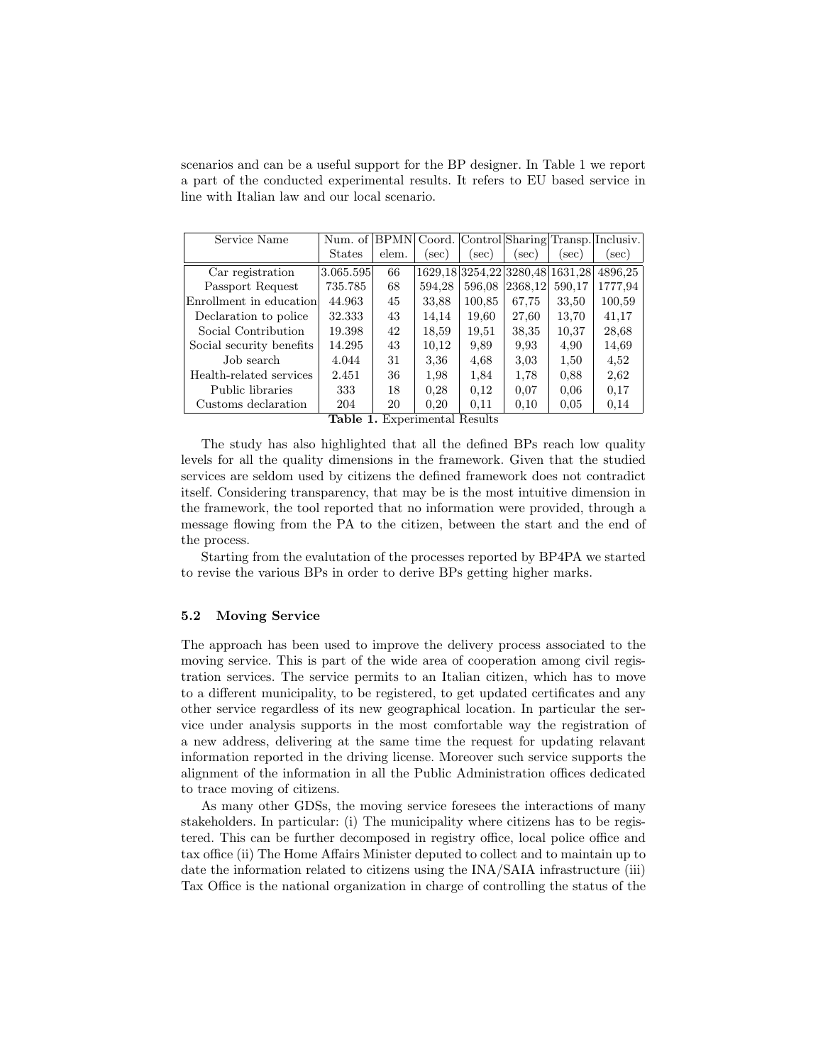scenarios and can be a useful support for the BP designer. In Table 1 we report a part of the conducted experimental results. It refers to EU based service in line with Italian law and our local scenario.

| Service Name | Num. of States | BPMN elem. | Coord. (sec) | Control (sec) | Sharing (sec) | Transp. (sec) | Inclusiv. (sec) |
|---|---|---|---|---|---|---|---|
| Car registration | 3.065.595 | 66 | 1629,18 | 3254,22 | 3280,48 | 1631,28 | 4896,25 |
| Passport Request | 735.785 | 68 | 594,28 | 596,08 | 2368,12 | 590,17 | 1777,94 |
| Enrollment in education | 44.963 | 45 | 33,88 | 100,85 | 67,75 | 33,50 | 100,59 |
| Declaration to police | 32.333 | 43 | 14,14 | 19,60 | 27,60 | 13,70 | 41,17 |
| Social Contribution | 19.398 | 42 | 18,59 | 19,51 | 38,35 | 10,37 | 28,68 |
| Social security benefits | 14.295 | 43 | 10,12 | 9,89 | 9,93 | 4,90 | 14,69 |
| Job search | 4.044 | 31 | 3,36 | 4,68 | 3,03 | 1,50 | 4,52 |
| Health-related services | 2.451 | 36 | 1,98 | 1,84 | 1,78 | 0,88 | 2,62 |
| Public libraries | 333 | 18 | 0,28 | 0,12 | 0,07 | 0,06 | 0,17 |
| Customs declaration | 204 | 20 | 0,20 | 0,11 | 0,10 | 0,05 | 0,14 |

**Table 1.** Experimental Results

The study has also highlighted that all the defined BPs reach low quality levels for all the quality dimensions in the framework. Given that the studied services are seldom used by citizens the defined framework does not contradict itself. Considering transparency, that may be is the most intuitive dimension in the framework, the tool reported that no information were provided, through a message flowing from the PA to the citizen, between the start and the end of the process.

Starting from the evalutation of the processes reported by BP4PA we started to revise the various BPs in order to derive BPs getting higher marks.

### 5.2 Moving Service

The approach has been used to improve the delivery process associated to the moving service. This is part of the wide area of cooperation among civil registration services. The service permits to an Italian citizen, which has to move to a different municipality, to be registered, to get updated certificates and any other service regardless of its new geographical location. In particular the service under analysis supports in the most comfortable way the registration of a new address, delivering at the same time the request for updating relavant information reported in the driving license. Moreover such service supports the alignment of the information in all the Public Administration offices dedicated to trace moving of citizens.

As many other GDSs, the moving service foresees the interactions of many stakeholders. In particular: (i) The municipality where citizens has to be registered. This can be further decomposed in registry office, local police office and tax office (ii) The Home Affairs Minister deputed to collect and to maintain up to date the information related to citizens using the INA/SAIA infrastructure (iii) Tax Office is the national organization in charge of controlling the status of the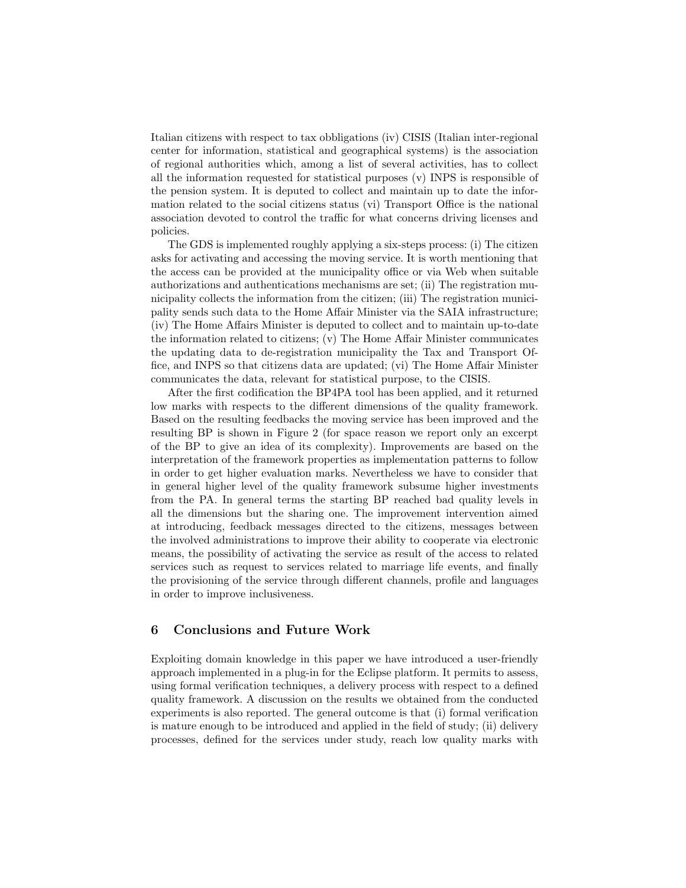Italian citizens with respect to tax obbligations (iv) CISIS (Italian inter-regional center for information, statistical and geographical systems) is the association of regional authorities which, among a list of several activities, has to collect all the information requested for statistical purposes (v) INPS is responsible of the pension system. It is deputed to collect and maintain up to date the information related to the social citizens status (vi) Transport Office is the national association devoted to control the traffic for what concerns driving licenses and policies.

The GDS is implemented roughly applying a six-steps process: (i) The citizen asks for activating and accessing the moving service. It is worth mentioning that the access can be provided at the municipality office or via Web when suitable authorizations and authentications mechanisms are set; (ii) The registration municipality collects the information from the citizen; (iii) The registration municipality sends such data to the Home Affair Minister via the SAIA infrastructure; (iv) The Home Affairs Minister is deputed to collect and to maintain up-to-date the information related to citizens; (v) The Home Affair Minister communicates the updating data to de-registration municipality the Tax and Transport Office, and INPS so that citizens data are updated; (vi) The Home Affair Minister communicates the data, relevant for statistical purpose, to the CISIS.

After the first codification the BP4PA tool has been applied, and it returned low marks with respects to the different dimensions of the quality framework. Based on the resulting feedbacks the moving service has been improved and the resulting BP is shown in Figure 2 (for space reason we report only an excerpt of the BP to give an idea of its complexity). Improvements are based on the interpretation of the framework properties as implementation patterns to follow in order to get higher evaluation marks. Nevertheless we have to consider that in general higher level of the quality framework subsume higher investments from the PA. In general terms the starting BP reached bad quality levels in all the dimensions but the sharing one. The improvement intervention aimed at introducing, feedback messages directed to the citizens, messages between the involved administrations to improve their ability to cooperate via electronic means, the possibility of activating the service as result of the access to related services such as request to services related to marriage life events, and finally the provisioning of the service through different channels, profile and languages in order to improve inclusiveness.

## 6 Conclusions and Future Work

Exploiting domain knowledge in this paper we have introduced a user-friendly approach implemented in a plug-in for the Eclipse platform. It permits to assess, using formal verification techniques, a delivery process with respect to a defined quality framework. A discussion on the results we obtained from the conducted experiments is also reported. The general outcome is that (i) formal verification is mature enough to be introduced and applied in the field of study; (ii) delivery processes, defined for the services under study, reach low quality marks with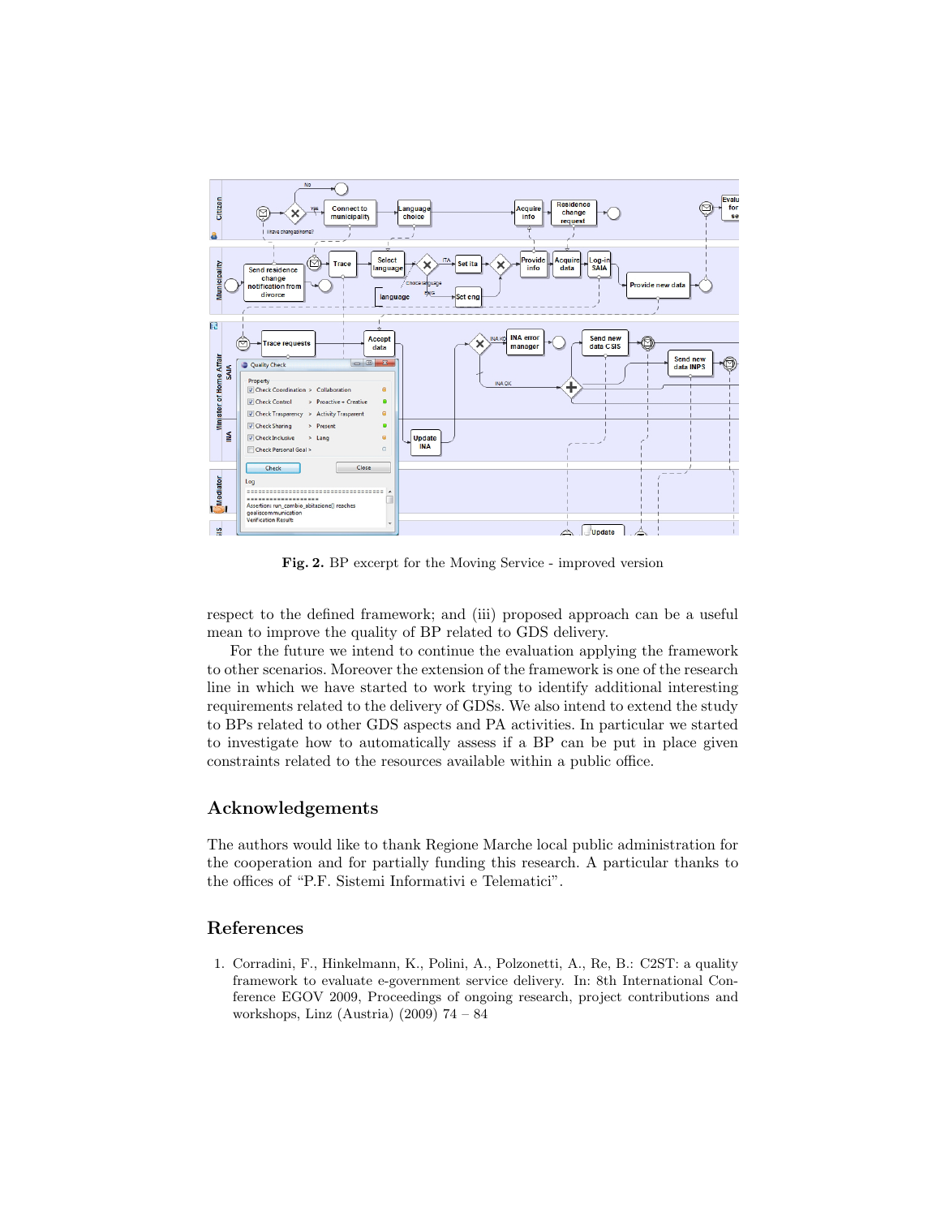**Fig. 2.** BP excerpt for the Moving Service - improved version

respect to the defined framework; and (iii) proposed approach can be a useful mean to improve the quality of BP related to GDS delivery.

For the future we intend to continue the evaluation applying the framework to other scenarios. Moreover the extension of the framework is one of the research line in which we have started to work trying to identify additional interesting requirements related to the delivery of GDSs. We also intend to extend the study to BPs related to other GDS aspects and PA activities. In particular we started to investigate how to automatically assess if a BP can be put in place given constraints related to the resources available within a public office.

## Acknowledgements

The authors would like to thank Regione Marche local public administration for the cooperation and for partially funding this research. A particular thanks to the offices of "P.F. Sistemi Informativi e Telematici".

## References

1. Corradini, F., Hinkelmann, K., Polini, A., Polzonetti, A., Re, B.: C2ST: a quality framework to evaluate e-government service delivery. In: 8th International Conference EGOV 2009, Proceedings of ongoing research, project contributions and workshops, Linz (Austria) (2009) 74 – 84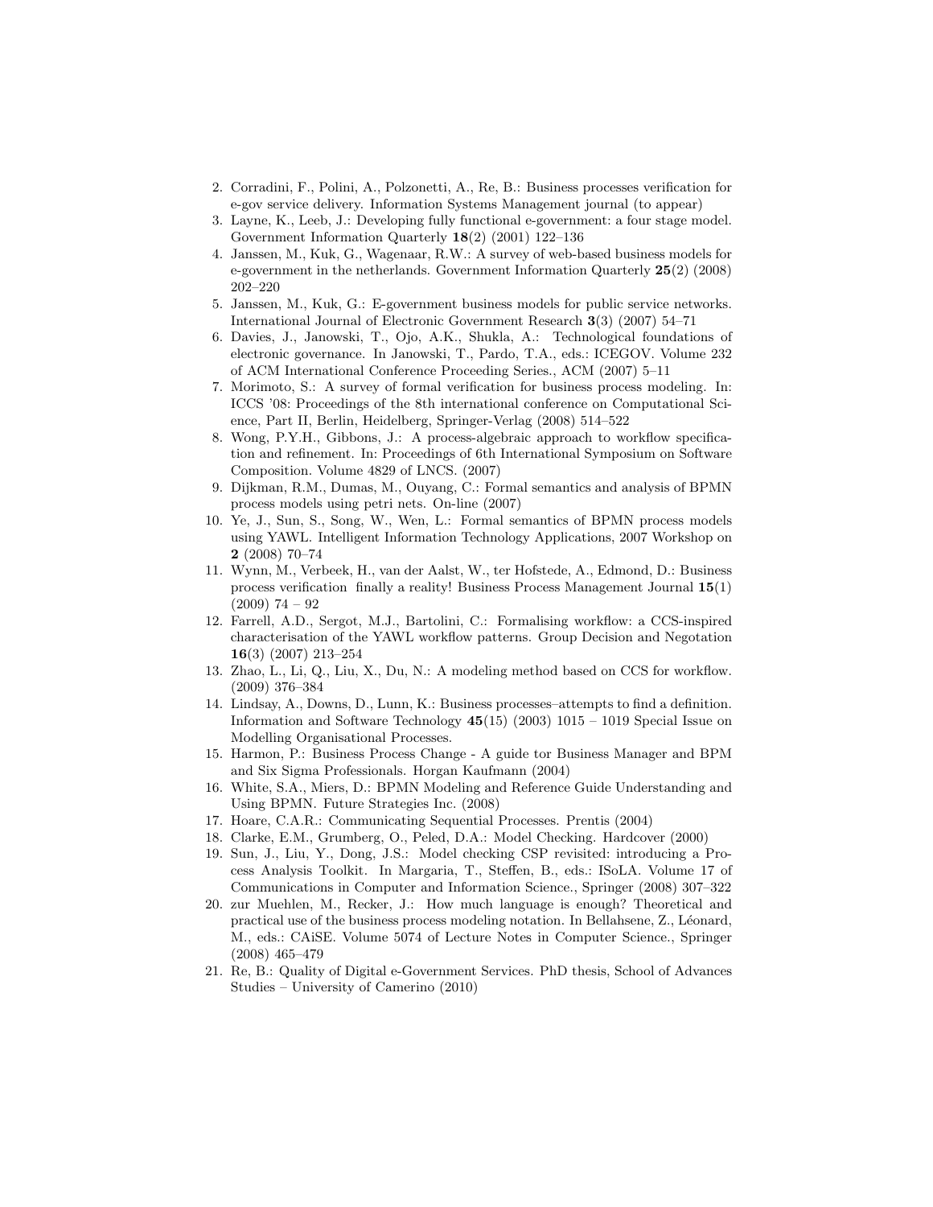2. Corradini, F., Polini, A., Polzonetti, A., Re, B.: Business processes verification for e-gov service delivery. Information Systems Management journal (to appear)
3. Layne, K., Leeb, J.: Developing fully functional e-government: a four stage model. Government Information Quarterly **18**(2) (2001) 122–136
4. Janssen, M., Kuk, G., Wagenaar, R.W.: A survey of web-based business models for e-government in the netherlands. Government Information Quarterly **25**(2) (2008) 202–220
5. Janssen, M., Kuk, G.: E-government business models for public service networks. International Journal of Electronic Government Research **3**(3) (2007) 54–71
6. Davies, J., Janowski, T., Ojo, A.K., Shukla, A.: Technological foundations of electronic governance. In Janowski, T., Pardo, T.A., eds.: ICEGOV. Volume 232 of ACM International Conference Proceeding Series., ACM (2007) 5–11
7. Morimoto, S.: A survey of formal verification for business process modeling. In: ICCS '08: Proceedings of the 8th international conference on Computational Science, Part II, Berlin, Heidelberg, Springer-Verlag (2008) 514–522
8. Wong, P.Y.H., Gibbons, J.: A process-algebraic approach to workflow specification and refinement. In: Proceedings of 6th International Symposium on Software Composition. Volume 4829 of LNCS. (2007)
9. Dijkman, R.M., Dumas, M., Ouyang, C.: Formal semantics and analysis of BPMN process models using petri nets. On-line (2007)
10. Ye, J., Sun, S., Song, W., Wen, L.: Formal semantics of BPMN process models using YAWL. Intelligent Information Technology Applications, 2007 Workshop on **2** (2008) 70–74
11. Wynn, M., Verbeek, H., van der Aalst, W., ter Hofstede, A., Edmond, D.: Business process verification finally a reality! Business Process Management Journal **15**(1) (2009) 74 – 92
12. Farrell, A.D., Sergot, M.J., Bartolini, C.: Formalising workflow: a CCS-inspired characterisation of the YAWL workflow patterns. Group Decision and Negotation **16**(3) (2007) 213–254
13. Zhao, L., Li, Q., Liu, X., Du, N.: A modeling method based on CCS for workflow. (2009) 376–384
14. Lindsay, A., Downs, D., Lunn, K.: Business processes–attempts to find a definition. Information and Software Technology **45**(15) (2003) 1015 – 1019 Special Issue on Modelling Organisational Processes.
15. Harmon, P.: Business Process Change - A guide tor Business Manager and BPM and Six Sigma Professionals. Horgan Kaufmann (2004)
16. White, S.A., Miers, D.: BPMN Modeling and Reference Guide Understanding and Using BPMN. Future Strategies Inc. (2008)
17. Hoare, C.A.R.: Communicating Sequential Processes. Prentis (2004)
18. Clarke, E.M., Grumberg, O., Peled, D.A.: Model Checking. Hardcover (2000)
19. Sun, J., Liu, Y., Dong, J.S.: Model checking CSP revisited: introducing a Process Analysis Toolkit. In Margaria, T., Steffen, B., eds.: ISoLA. Volume 17 of Communications in Computer and Information Science., Springer (2008) 307–322
20. zur Muehlen, M., Recker, J.: How much language is enough? Theoretical and practical use of the business process modeling notation. In Bellahsene, Z., Léonard, M., eds.: CAiSE. Volume 5074 of Lecture Notes in Computer Science., Springer (2008) 465–479
21. Re, B.: Quality of Digital e-Government Services. PhD thesis, School of Advances Studies – University of Camerino (2010)